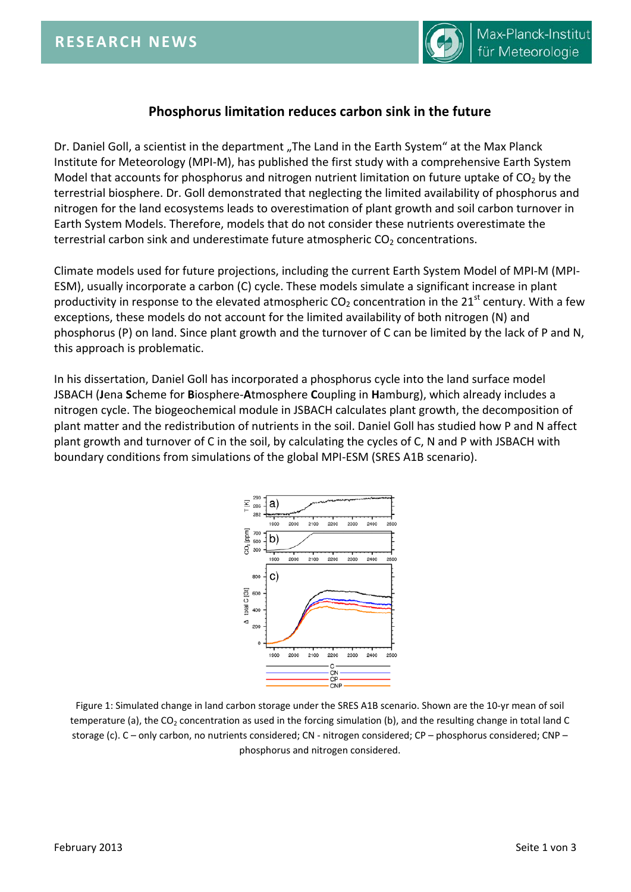# Phosphorus limitation reduces carbon sink in the future

Dr. Daniel Goll, a scientist in the department „The Land in the Earth System" at the Max Planck Institute for Meteorology (MPI-M), has published the first study with a comprehensive Earth System Model that accounts for phosphorus and nitrogen nutrient limitation on future uptake of $CO_2$ by the terrestrial biosphere. Dr. Goll demonstrated that neglecting the limited availability of phosphorus and nitrogen for the land ecosystems leads to overestimation of plant growth and soil carbon turnover in Earth System Models. Therefore, models that do not consider these nutrients overestimate the terrestrial carbon sink and underestimate future atmospheric $CO_2$ concentrations.

Climate models used for future projections, including the current Earth System Model of MPI-M (MPI-ESM), usually incorporate a carbon (C) cycle. These models simulate a significant increase in plant productivity in response to the elevated atmospheric $CO_2$ concentration in the 21$^{st}$ century. With a few exceptions, these models do not account for the limited availability of both nitrogen (N) and phosphorus (P) on land. Since plant growth and the turnover of C can be limited by the lack of P and N, this approach is problematic.

In his dissertation, Daniel Goll has incorporated a phosphorus cycle into the land surface model JSBACH (**J**ena **S**cheme for **B**iosphere-**A**tmosphere **C**oupling in **H**amburg), which already includes a nitrogen cycle. The biogeochemical module in JSBACH calculates plant growth, the decomposition of plant matter and the redistribution of nutrients in the soil. Daniel Goll has studied how P and N affect plant growth and turnover of C in the soil, by calculating the cycles of C, N and P with JSBACH with boundary conditions from simulations of the global MPI-ESM (SRES A1B scenario).

Figure 1: Simulated change in land carbon storage under the SRES A1B scenario. Shown are the 10-yr mean of soil temperature (a), the $CO_2$ concentration as used in the forcing simulation (b), and the resulting change in total land C storage (c). C – only carbon, no nutrients considered; CN - nitrogen considered; CP – phosphorus considered; CNP – phosphorus and nitrogen considered.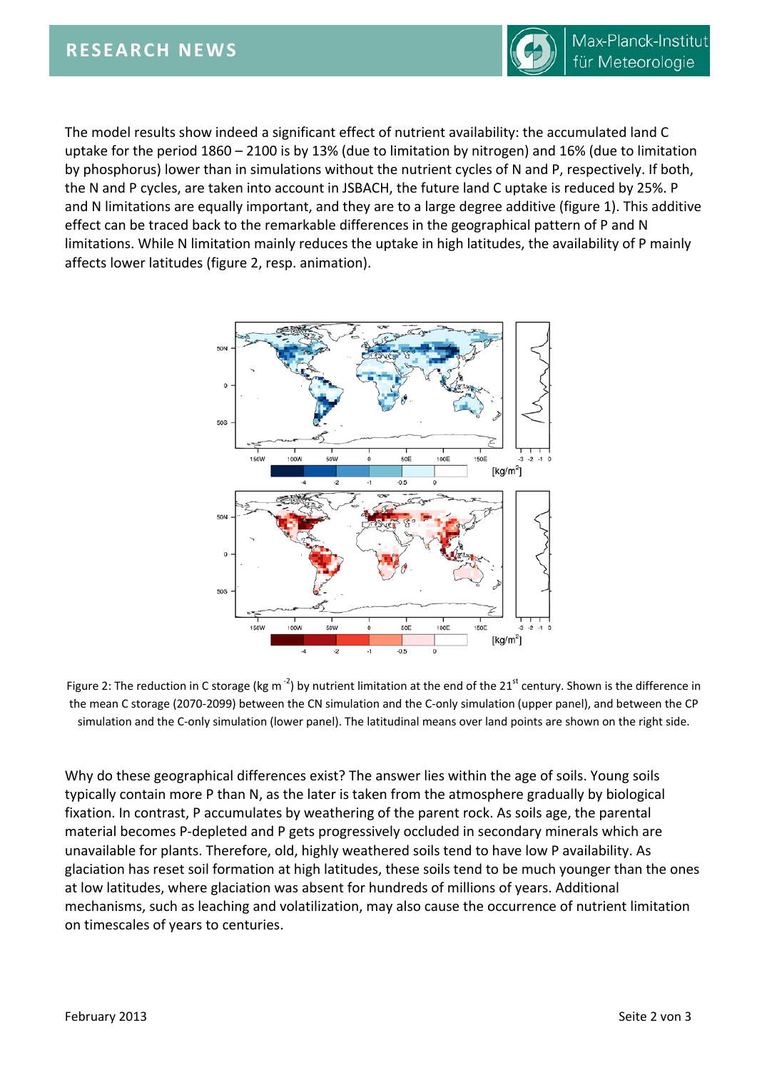The model results show indeed a significant effect of nutrient availability: the accumulated land C uptake for the period 1860 – 2100 is by 13% (due to limitation by nitrogen) and 16% (due to limitation by phosphorus) lower than in simulations without the nutrient cycles of N and P, respectively. If both, the N and P cycles, are taken into account in JSBACH, the future land C uptake is reduced by 25%. P and N limitations are equally important, and they are to a large degree additive (figure 1). This additive effect can be traced back to the remarkable differences in the geographical pattern of P and N limitations. While N limitation mainly reduces the uptake in high latitudes, the availability of P mainly affects lower latitudes (figure 2, resp. animation).

Figure 2: The reduction in C storage (kg $m^{-2}$) by nutrient limitation at the end of the $21^{st}$ century. Shown is the difference in the mean C storage (2070-2099) between the CN simulation and the C-only simulation (upper panel), and between the CP simulation and the C-only simulation (lower panel). The latitudinal means over land points are shown on the right side.

Why do these geographical differences exist? The answer lies within the age of soils. Young soils typically contain more P than N, as the later is taken from the atmosphere gradually by biological fixation. In contrast, P accumulates by weathering of the parent rock. As soils age, the parental material becomes P-depleted and P gets progressively occluded in secondary minerals which are unavailable for plants. Therefore, old, highly weathered soils tend to have low P availability. As glaciation has reset soil formation at high latitudes, these soils tend to be much younger than the ones at low latitudes, where glaciation was absent for hundreds of millions of years. Additional mechanisms, such as leaching and volatilization, may also cause the occurrence of nutrient limitation on timescales of years to centuries.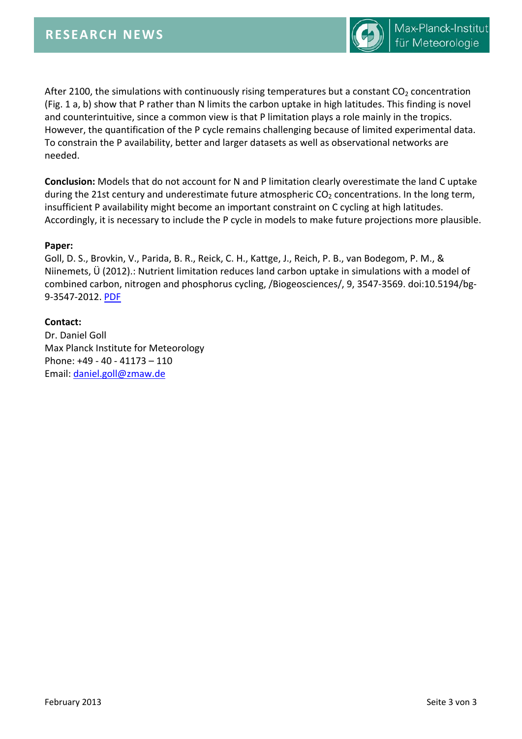After 2100, the simulations with continuously rising temperatures but a constant $CO_2$ concentration (Fig. 1 a, b) show that P rather than N limits the carbon uptake in high latitudes. This finding is novel and counterintuitive, since a common view is that P limitation plays a role mainly in the tropics. However, the quantification of the P cycle remains challenging because of limited experimental data. To constrain the P availability, better and larger datasets as well as observational networks are needed.

**Conclusion:** Models that do not account for N and P limitation clearly overestimate the land C uptake during the 21st century and underestimate future atmospheric $CO_2$ concentrations. In the long term, insufficient P availability might become an important constraint on C cycling at high latitudes. Accordingly, it is necessary to include the P cycle in models to make future projections more plausible.

**Paper:**
Goll, D. S., Brovkin, V., Parida, B. R., Reick, C. H., Kattge, J., Reich, P. B., van Bodegom, P. M., & Niinemets, Ü (2012).: Nutrient limitation reduces land carbon uptake in simulations with a model of combined carbon, nitrogen and phosphorus cycling, /Biogeosciences/, 9, 3547-3569. doi:10.5194/bg-9-3547-2012. PDF

**Contact:**
Dr. Daniel Goll
Max Planck Institute for Meteorology
Phone: +49 - 40 - 41173 – 110
Email: daniel.goll@zmaw.de